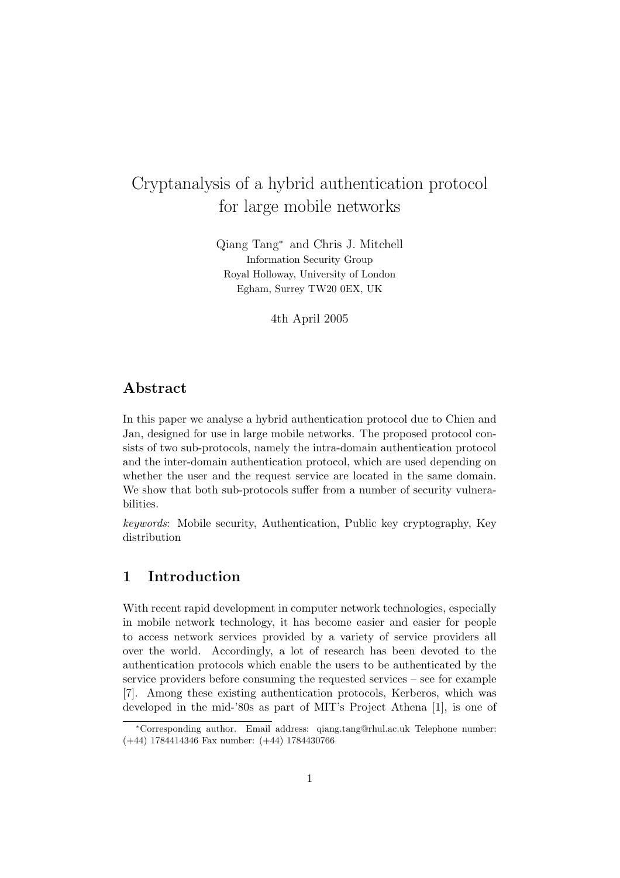# Cryptanalysis of a hybrid authentication protocol for large mobile networks

Qiang Tang* and Chris J. Mitchell
Information Security Group
Royal Holloway, University of London
Egham, Surrey TW20 0EX, UK

4th April 2005

## Abstract

In this paper we analyse a hybrid authentication protocol due to Chien and Jan, designed for use in large mobile networks. The proposed protocol consists of two sub-protocols, namely the intra-domain authentication protocol and the inter-domain authentication protocol, which are used depending on whether the user and the request service are located in the same domain. We show that both sub-protocols suffer from a number of security vulnerabilities.

*keywords*: Mobile security, Authentication, Public key cryptography, Key distribution

## 1 Introduction

With recent rapid development in computer network technologies, especially in mobile network technology, it has become easier and easier for people to access network services provided by a variety of service providers all over the world. Accordingly, a lot of research has been devoted to the authentication protocols which enable the users to be authenticated by the service providers before consuming the requested services – see for example [7]. Among these existing authentication protocols, Kerberos, which was developed in the mid-'80s as part of MIT's Project Athena [1], is one of

*Corresponding author. Email address: qiang.tang@rhul.ac.uk Telephone number: (+44) 1784414346 Fax number: (+44) 1784430766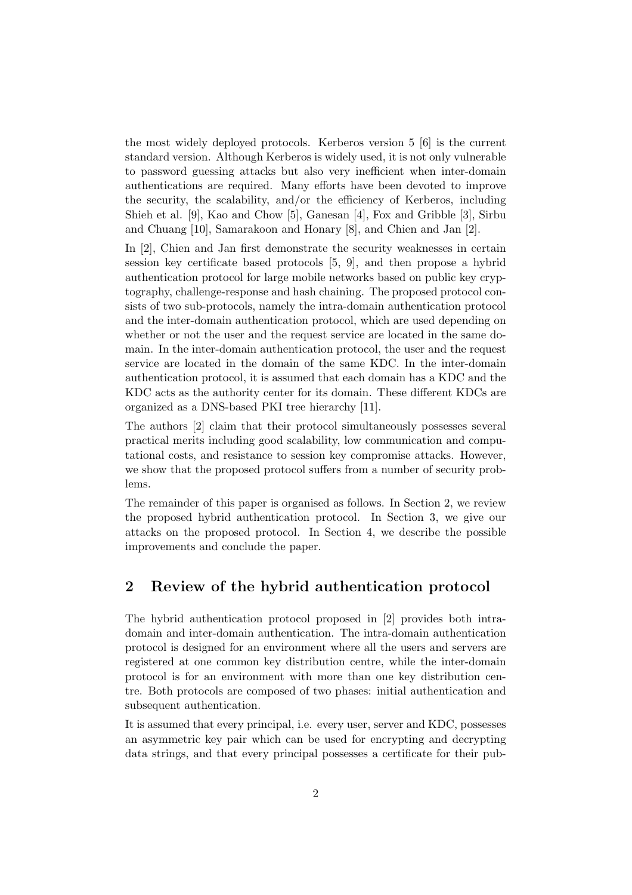the most widely deployed protocols. Kerberos version 5 [6] is the current standard version. Although Kerberos is widely used, it is not only vulnerable to password guessing attacks but also very inefficient when inter-domain authentications are required. Many efforts have been devoted to improve the security, the scalability, and/or the efficiency of Kerberos, including Shieh et al. [9], Kao and Chow [5], Ganesan [4], Fox and Gribble [3], Sirbu and Chuang [10], Samarakoon and Honary [8], and Chien and Jan [2].

In [2], Chien and Jan first demonstrate the security weaknesses in certain session key certificate based protocols [5, 9], and then propose a hybrid authentication protocol for large mobile networks based on public key cryptography, challenge-response and hash chaining. The proposed protocol consists of two sub-protocols, namely the intra-domain authentication protocol and the inter-domain authentication protocol, which are used depending on whether or not the user and the request service are located in the same domain. In the inter-domain authentication protocol, the user and the request service are located in the domain of the same KDC. In the inter-domain authentication protocol, it is assumed that each domain has a KDC and the KDC acts as the authority center for its domain. These different KDCs are organized as a DNS-based PKI tree hierarchy [11].

The authors [2] claim that their protocol simultaneously possesses several practical merits including good scalability, low communication and computational costs, and resistance to session key compromise attacks. However, we show that the proposed protocol suffers from a number of security problems.

The remainder of this paper is organised as follows. In Section 2, we review the proposed hybrid authentication protocol. In Section 3, we give our attacks on the proposed protocol. In Section 4, we describe the possible improvements and conclude the paper.

## 2 Review of the hybrid authentication protocol

The hybrid authentication protocol proposed in [2] provides both intra-domain and inter-domain authentication. The intra-domain authentication protocol is designed for an environment where all the users and servers are registered at one common key distribution centre, while the inter-domain protocol is for an environment with more than one key distribution centre. Both protocols are composed of two phases: initial authentication and subsequent authentication.

It is assumed that every principal, i.e. every user, server and KDC, possesses an asymmetric key pair which can be used for encrypting and decrypting data strings, and that every principal possesses a certificate for their pub-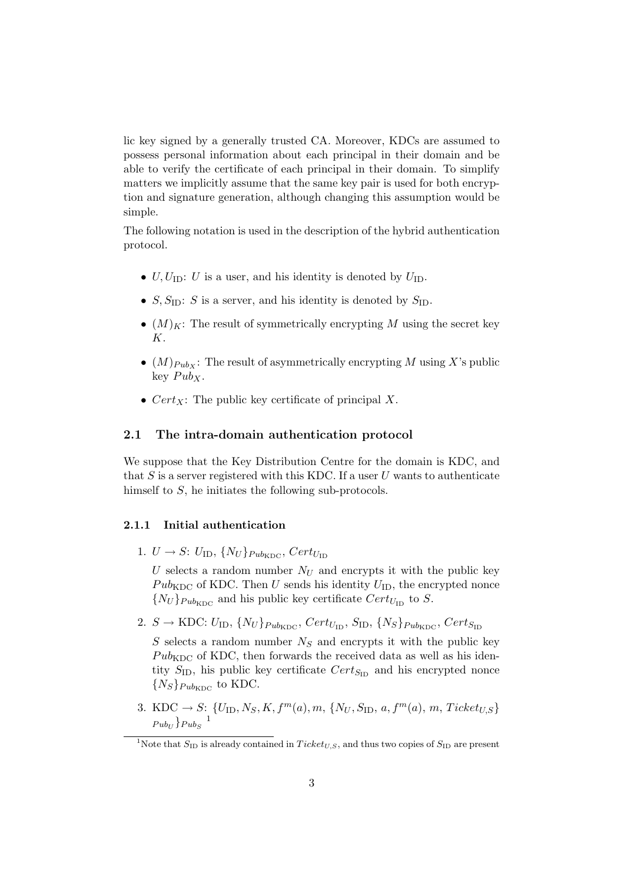lic key signed by a generally trusted CA. Moreover, KDCs are assumed to possess personal information about each principal in their domain and be able to verify the certificate of each principal in their domain. To simplify matters we implicitly assume that the same key pair is used for both encryption and signature generation, although changing this assumption would be simple.

The following notation is used in the description of the hybrid authentication protocol.

- $U, U_{\text{ID}}$: $U$ is a user, and his identity is denoted by $U_{\text{ID}}$.
- $S, S_{\text{ID}}$: $S$ is a server, and his identity is denoted by $S_{\text{ID}}$.
- $(M)_K$: The result of symmetrically encrypting $M$ using the secret key $K$.
- $(M)_{Pub_X}$: The result of asymmetrically encrypting $M$ using $X$'s public key $Pub_X$.
- $Cert_X$: The public key certificate of principal $X$.

### 2.1 The intra-domain authentication protocol

We suppose that the Key Distribution Centre for the domain is KDC, and that $S$ is a server registered with this KDC. If a user $U$ wants to authenticate himself to $S$, he initiates the following sub-protocols.

#### 2.1.1 Initial authentication

1. $U \to S$: $U_{\text{ID}}$, $\{N_U\}_{Pub_{\text{KDC}}}$, $Cert_{U_{\text{ID}}}$

   $U$ selects a random number $N_U$ and encrypts it with the public key $Pub_{\text{KDC}}$ of KDC. Then $U$ sends his identity $U_{\text{ID}}$, the encrypted nonce $\{N_U\}_{Pub_{\text{KDC}}}$ and his public key certificate $Cert_{U_{\text{ID}}}$ to $S$.

2. $S \to \text{KDC}$: $U_{\text{ID}}$, $\{N_U\}_{Pub_{\text{KDC}}}$, $Cert_{U_{\text{ID}}}$, $S_{\text{ID}}$, $\{N_S\}_{Pub_{\text{KDC}}}$, $Cert_{S_{\text{ID}}}$

   $S$ selects a random number $N_S$ and encrypts it with the public key $Pub_{\text{KDC}}$ of KDC, then forwards the received data as well as his identity $S_{\text{ID}}$, his public key certificate $Cert_{S_{\text{ID}}}$ and his encrypted nonce $\{N_S\}_{Pub_{\text{KDC}}}$ to KDC.

3. $\text{KDC} \to S$: $\{U_{\text{ID}}, N_S, K, f^m(a), m, \{N_U, S_{\text{ID}}, a, f^m(a), m, Ticket_{U,S}\}_{Pub_U}\}_{Pub_S}$ [1]

[1] Note that $S_{\text{ID}}$ is already contained in $Ticket_{U,S}$, and thus two copies of $S_{\text{ID}}$ are present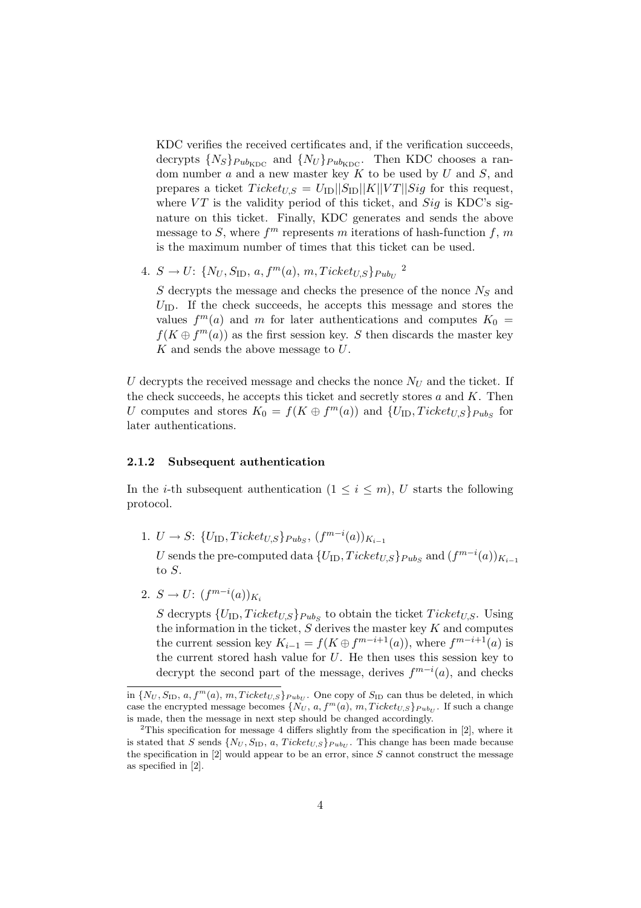KDC verifies the received certificates and, if the verification succeeds, decrypts $\{N_S\}_{Pub_{\text{KDC}}}$ and $\{N_U\}_{Pub_{\text{KDC}}}$. Then KDC chooses a random number $a$ and a new master key $K$ to be used by $U$ and $S$, and prepares a ticket $Ticket_{U,S} = U_{\text{ID}}||S_{\text{ID}}||K||VT||Sig$ for this request, where $VT$ is the validity period of this ticket, and $Sig$ is KDC's signature on this ticket. Finally, KDC generates and sends the above message to $S$, where $f^m$ represents $m$ iterations of hash-function $f$, $m$ is the maximum number of times that this ticket can be used.

4. $S \rightarrow U$: $\{N_U, S_{\text{ID}}, a, f^m(a), m, Ticket_{U,S}\}_{Pub_U}$ [2]

   $S$ decrypts the message and checks the presence of the nonce $N_S$ and $U_{\text{ID}}$. If the check succeeds, he accepts this message and stores the values $f^m(a)$ and $m$ for later authentications and computes $K_0 = f(K \oplus f^m(a))$ as the first session key. $S$ then discards the master key $K$ and sends the above message to $U$.

$U$ decrypts the received message and checks the nonce $N_U$ and the ticket. If the check succeeds, he accepts this ticket and secretly stores $a$ and $K$. Then $U$ computes and stores $K_0 = f(K \oplus f^m(a))$ and $\{U_{\text{ID}}, Ticket_{U,S}\}_{Pub_S}$ for later authentications.

### 2.1.2 Subsequent authentication

In the $i$-th subsequent authentication ($1 \leq i \leq m$), $U$ starts the following protocol.

1. $U \rightarrow S$: $\{U_{\text{ID}}, Ticket_{U,S}\}_{Pub_S}$, $(f^{m-i}(a))_{K_{i-1}}$

   $U$ sends the pre-computed data $\{U_{\text{ID}}, Ticket_{U,S}\}_{Pub_S}$ and $(f^{m-i}(a))_{K_{i-1}}$ to $S$.

2. $S \rightarrow U$: $(f^{m-i}(a))_{K_i}$

   $S$ decrypts $\{U_{\text{ID}}, Ticket_{U,S}\}_{Pub_S}$ to obtain the ticket $Ticket_{U,S}$. Using the information in the ticket, $S$ derives the master key $K$ and computes the current session key $K_{i-1} = f(K \oplus f^{m-i+1}(a))$, where $f^{m-i+1}(a)$ is the current stored hash value for $U$. He then uses this session key to decrypt the second part of the message, derives $f^{m-i}(a)$, and checks

---

in $\{N_U, S_{\text{ID}}, a, f^m(a), m, Ticket_{U,S}\}_{Pub_U}$. One copy of $S_{\text{ID}}$ can thus be deleted, in which case the encrypted message becomes $\{N_U, a, f^m(a), m, Ticket_{U,S}\}_{Pub_U}$. If such a change is made, then the message in next step should be changed accordingly.

[2] This specification for message 4 differs slightly from the specification in [2], where it is stated that $S$ sends $\{N_U, S_{\text{ID}}, a, Ticket_{U,S}\}_{Pub_U}$. This change has been made because the specification in [2] would appear to be an error, since $S$ cannot construct the message as specified in [2].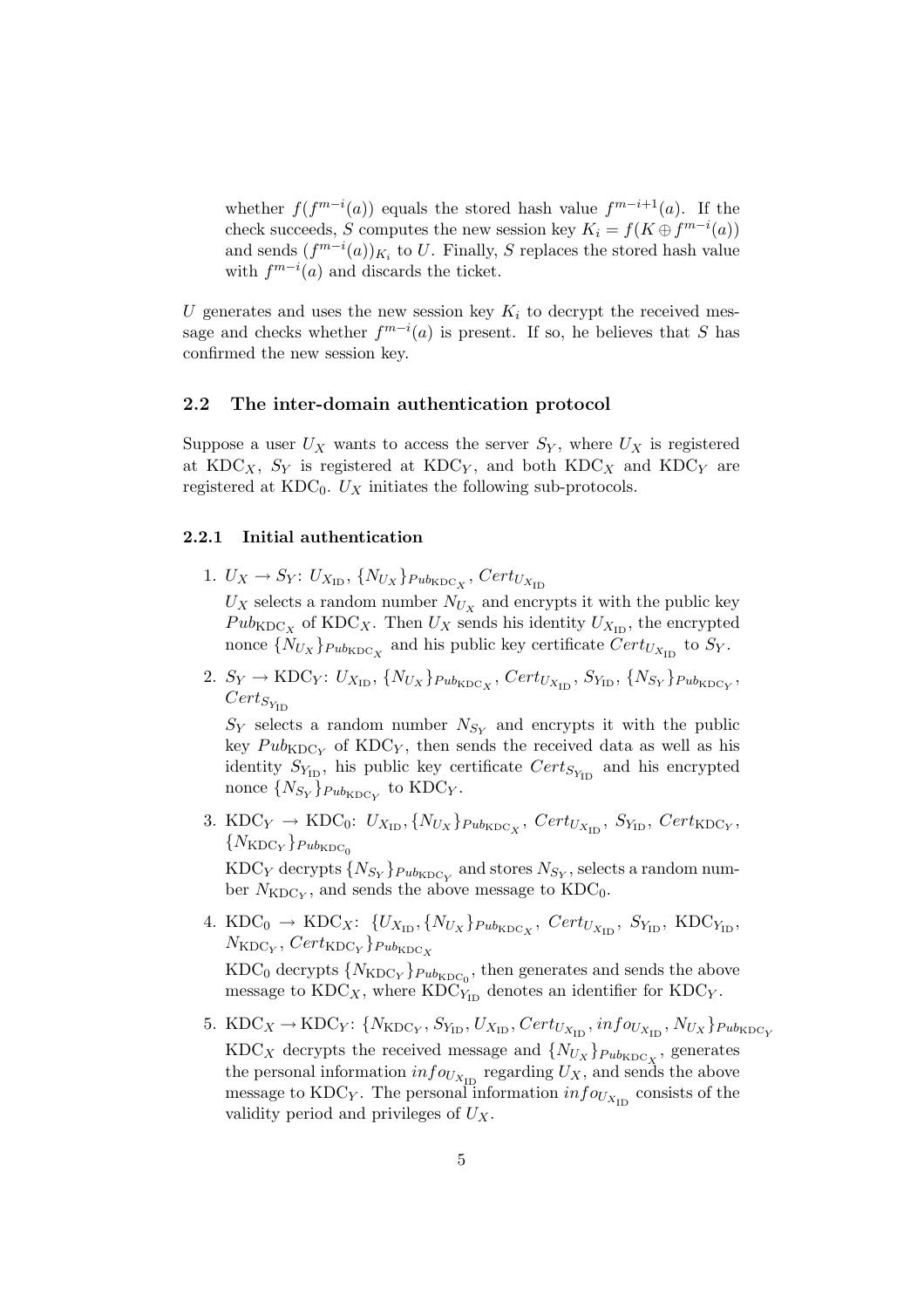whether $f(f^{m-i}(a))$ equals the stored hash value $f^{m-i+1}(a)$. If the check succeeds, $S$ computes the new session key $K_i = f(K \oplus f^{m-i}(a))$ and sends $(f^{m-i}(a))_{K_i}$ to $U$. Finally, $S$ replaces the stored hash value with $f^{m-i}(a)$ and discards the ticket.

$U$ generates and uses the new session key $K_i$ to decrypt the received message and checks whether $f^{m-i}(a)$ is present. If so, he believes that $S$ has confirmed the new session key.

## 2.2 The inter-domain authentication protocol

Suppose a user $U_X$ wants to access the server $S_Y$, where $U_X$ is registered at $\text{KDC}_X$, $S_Y$ is registered at $\text{KDC}_Y$, and both $\text{KDC}_X$ and $\text{KDC}_Y$ are registered at $\text{KDC}_0$. $U_X$ initiates the following sub-protocols.

### 2.2.1 Initial authentication

1. $U_X \rightarrow S_Y$: $U_{X_{\text{ID}}}$, $\{N_{U_X}\}_{Pub_{\text{KDC}_X}}$, $Cert_{U_{X_{\text{ID}}}}$

   $U_X$ selects a random number $N_{U_X}$ and encrypts it with the public key $Pub_{\text{KDC}_X}$ of $\text{KDC}_X$. Then $U_X$ sends his identity $U_{X_{\text{ID}}}$, the encrypted nonce $\{N_{U_X}\}_{Pub_{\text{KDC}_X}}$ and his public key certificate $Cert_{U_{X_{\text{ID}}}}$ to $S_Y$.

2. $S_Y \rightarrow \text{KDC}_Y$: $U_{X_{\text{ID}}}$, $\{N_{U_X}\}_{Pub_{\text{KDC}_X}}$, $Cert_{U_{X_{\text{ID}}}}$, $S_{Y_{\text{ID}}}$, $\{N_{S_Y}\}_{Pub_{\text{KDC}_Y}}$, $Cert_{S_{Y_{\text{ID}}}}$

   $S_Y$ selects a random number $N_{S_Y}$ and encrypts it with the public key $Pub_{\text{KDC}_Y}$ of $\text{KDC}_Y$, then sends the received data as well as his identity $S_{Y_{\text{ID}}}$, his public key certificate $Cert_{S_{Y_{\text{ID}}}}$ and his encrypted nonce $\{N_{S_Y}\}_{Pub_{\text{KDC}_Y}}$ to $\text{KDC}_Y$.

3. $\text{KDC}_Y \rightarrow \text{KDC}_0$: $U_{X_{\text{ID}}}, \{N_{U_X}\}_{Pub_{\text{KDC}_X}}$, $Cert_{U_{X_{\text{ID}}}}$, $S_{Y_{\text{ID}}}$, $Cert_{\text{KDC}_Y}$, $\{N_{\text{KDC}_Y}\}_{Pub_{\text{KDC}_0}}$

   $\text{KDC}_Y$ decrypts $\{N_{S_Y}\}_{Pub_{\text{KDC}_Y}}$ and stores $N_{S_Y}$, selects a random number $N_{\text{KDC}_Y}$, and sends the above message to $\text{KDC}_0$.

4. $\text{KDC}_0 \rightarrow \text{KDC}_X$: $\{U_{X_{\text{ID}}}, \{N_{U_X}\}_{Pub_{\text{KDC}_X}}$, $Cert_{U_{X_{\text{ID}}}}$, $S_{Y_{\text{ID}}}$, $\text{KDC}_{Y_{\text{ID}}}$, $N_{\text{KDC}_Y}$, $Cert_{\text{KDC}_Y}\}_{Pub_{\text{KDC}_X}}$

   $\text{KDC}_0$ decrypts $\{N_{\text{KDC}_Y}\}_{Pub_{\text{KDC}_0}}$, then generates and sends the above message to $\text{KDC}_X$, where $\text{KDC}_{Y_{\text{ID}}}$ denotes an identifier for $\text{KDC}_Y$.

5. $\text{KDC}_X \rightarrow \text{KDC}_Y$: $\{N_{\text{KDC}_Y}, S_{Y_{\text{ID}}}, U_{X_{\text{ID}}}, Cert_{U_{X_{\text{ID}}}}, info_{U_{X_{\text{ID}}}}, N_{U_X}\}_{Pub_{\text{KDC}_Y}}$

   $\text{KDC}_X$ decrypts the received message and $\{N_{U_X}\}_{Pub_{\text{KDC}_X}}$, generates the personal information $info_{U_{X_{\text{ID}}}}$ regarding $U_X$, and sends the above message to $\text{KDC}_Y$. The personal information $info_{U_{X_{\text{ID}}}}$ consists of the validity period and privileges of $U_X$.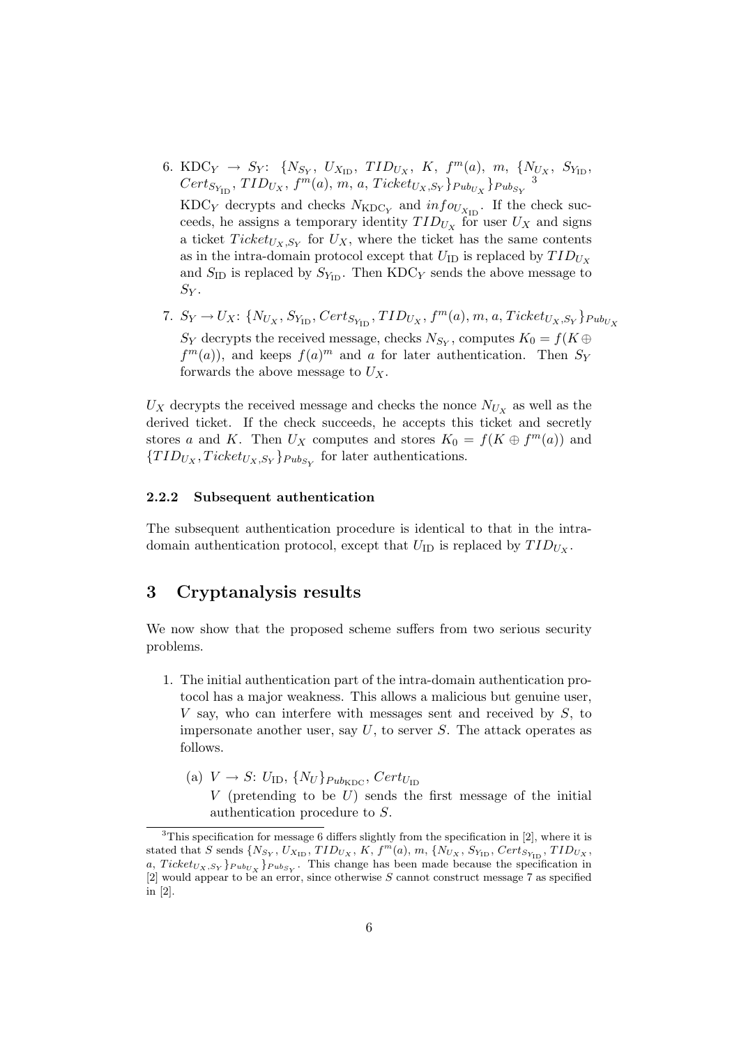6. $\text{KDC}_Y \rightarrow S_Y$: $\{N_{S_Y}, U_{X_{\text{ID}}}, TID_{U_X}, K, f^m(a), m, \{N_{U_X}, S_{Y_{\text{ID}}}, Cert_{S_{Y_{\text{ID}}}}, TID_{U_X}, f^m(a), m, a, Ticket_{U_X,S_Y}\}_{Pub_{U_X}}\}_{Pub_{S_Y}}$ [3]

   $\text{KDC}_Y$ decrypts and checks $N_{\text{KDC}_Y}$ and $info_{U_{X_{\text{ID}}}}$. If the check succeeds, he assigns a temporary identity $TID_{U_X}$ for user $U_X$ and signs a ticket $Ticket_{U_X,S_Y}$ for $U_X$, where the ticket has the same contents as in the intra-domain protocol except that $U_{\text{ID}}$ is replaced by $TID_{U_X}$ and $S_{\text{ID}}$ is replaced by $S_{Y_{\text{ID}}}$. Then $\text{KDC}_Y$ sends the above message to $S_Y$.

7. $S_Y \rightarrow U_X$: $\{N_{U_X}, S_{Y_{\text{ID}}}, Cert_{S_{Y_{\text{ID}}}}, TID_{U_X}, f^m(a), m, a, Ticket_{U_X,S_Y}\}_{Pub_{U_X}}$

   $S_Y$ decrypts the received message, checks $N_{S_Y}$, computes $K_0 = f(K \oplus f^m(a))$, and keeps $f(a)^m$ and $a$ for later authentication. Then $S_Y$ forwards the above message to $U_X$.

$U_X$ decrypts the received message and checks the nonce $N_{U_X}$ as well as the derived ticket. If the check succeeds, he accepts this ticket and secretly stores $a$ and $K$. Then $U_X$ computes and stores $K_0 = f(K \oplus f^m(a))$ and $\{TID_{U_X}, Ticket_{U_X,S_Y}\}_{Pub_{S_Y}}$ for later authentications.

#### 2.2.2 Subsequent authentication

The subsequent authentication procedure is identical to that in the intra-domain authentication protocol, except that $U_{\text{ID}}$ is replaced by $TID_{U_X}$.

## 3 Cryptanalysis results

We now show that the proposed scheme suffers from two serious security problems.

1. The initial authentication part of the intra-domain authentication protocol has a major weakness. This allows a malicious but genuine user, $V$ say, who can interfere with messages sent and received by $S$, to impersonate another user, say $U$, to server $S$. The attack operates as follows.

   (a) $V \rightarrow S$: $U_{\text{ID}}$, $\{N_U\}_{Pub_{\text{KDC}}}$, $Cert_{U_{\text{ID}}}$

   $V$ (pretending to be $U$) sends the first message of the initial authentication procedure to $S$.

[3] This specification for message 6 differs slightly from the specification in [2], where it is stated that $S$ sends $\{N_{S_Y}, U_{X_{\text{ID}}}, TID_{U_X}, K, f^m(a), m, \{N_{U_X}, S_{Y_{\text{ID}}}, Cert_{S_{Y_{\text{ID}}}}, TID_{U_X}, a, Ticket_{U_X,S_Y}\}_{Pub_{U_X}}\}_{Pub_{S_Y}}$. This change has been made because the specification in [2] would appear to be an error, since otherwise $S$ cannot construct message 7 as specified in [2].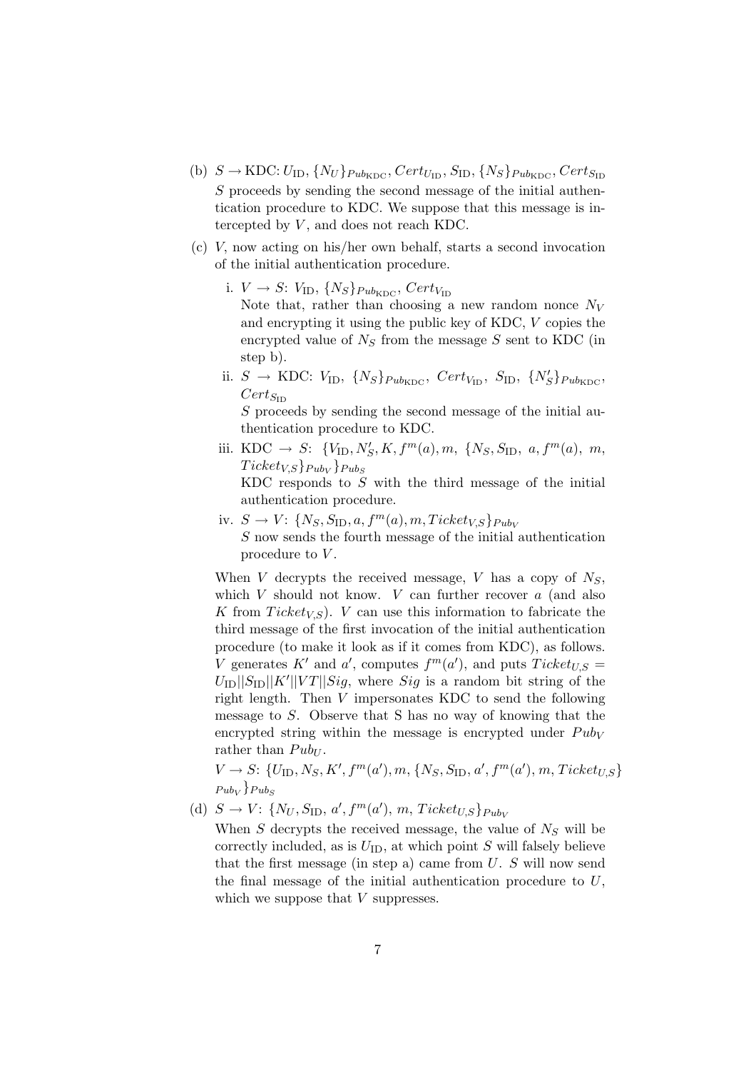(b) $S \rightarrow$ KDC: $U_{\text{ID}}, \{N_U\}_{Pub_{\text{KDC}}}, Cert_{U_{\text{ID}}}, S_{\text{ID}}, \{N_S\}_{Pub_{\text{KDC}}}, Cert_{S_{\text{ID}}}$
$S$ proceeds by sending the second message of the initial authentication procedure to KDC. We suppose that this message is intercepted by $V$, and does not reach KDC.

(c) $V$, now acting on his/her own behalf, starts a second invocation of the initial authentication procedure.

  i. $V \rightarrow S$: $V_{\text{ID}}, \{N_S\}_{Pub_{\text{KDC}}}, Cert_{V_{\text{ID}}}$
  Note that, rather than choosing a new random nonce $N_V$ and encrypting it using the public key of KDC, $V$ copies the encrypted value of $N_S$ from the message $S$ sent to KDC (in step b).

  ii. $S \rightarrow$ KDC: $V_{\text{ID}}, \{N_S\}_{Pub_{\text{KDC}}}, Cert_{V_{\text{ID}}}, S_{\text{ID}}, \{N'_S\}_{Pub_{\text{KDC}}}, Cert_{S_{\text{ID}}}$
  $S$ proceeds by sending the second message of the initial authentication procedure to KDC.

  iii. KDC $\rightarrow S$: $\{V_{\text{ID}}, N'_S, K, f^m(a), m, \{N_S, S_{\text{ID}}, a, f^m(a), m, Ticket_{V,S}\}_{Pub_V}\}_{Pub_S}$
  KDC responds to $S$ with the third message of the initial authentication procedure.

  iv. $S \rightarrow V$: $\{N_S, S_{\text{ID}}, a, f^m(a), m, Ticket_{V,S}\}_{Pub_V}$
  $S$ now sends the fourth message of the initial authentication procedure to $V$.

When $V$ decrypts the received message, $V$ has a copy of $N_S$, which $V$ should not know. $V$ can further recover $a$ (and also $K$ from $Ticket_{V,S}$). $V$ can use this information to fabricate the third message of the first invocation of the initial authentication procedure (to make it look as if it comes from KDC), as follows. $V$ generates $K'$ and $a'$, computes $f^m(a')$, and puts $Ticket_{U,S} = U_{\text{ID}}||S_{\text{ID}}||K'||VT||Sig$, where $Sig$ is a random bit string of the right length. Then $V$ impersonates KDC to send the following message to $S$. Observe that S has no way of knowing that the encrypted string within the message is encrypted under $Pub_V$ rather than $Pub_U$.

$V \rightarrow S$: $\{U_{\text{ID}}, N_S, K', f^m(a'), m, \{N_S, S_{\text{ID}}, a', f^m(a'), m, Ticket_{U,S}\}_{Pub_V}\}_{Pub_S}$

(d) $S \rightarrow V$: $\{N_U, S_{\text{ID}}, a', f^m(a'), m, Ticket_{U,S}\}_{Pub_V}$
When $S$ decrypts the received message, the value of $N_S$ will be correctly included, as is $U_{\text{ID}}$, at which point $S$ will falsely believe that the first message (in step a) came from $U$. $S$ will now send the final message of the initial authentication procedure to $U$, which we suppose that $V$ suppresses.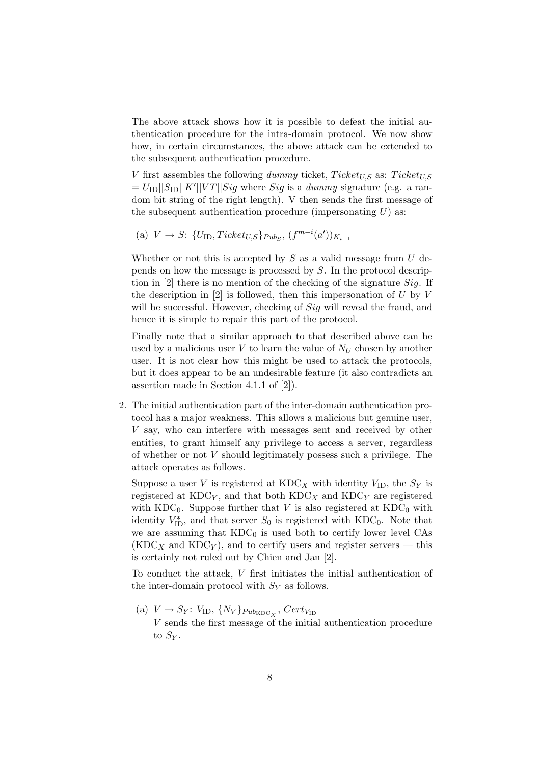The above attack shows how it is possible to defeat the initial authentication procedure for the intra-domain protocol. We now show how, in certain circumstances, the above attack can be extended to the subsequent authentication procedure.

$V$ first assembles the following *dummy* ticket, $Ticket_{U,S}$ as: $Ticket_{U,S} = U_{\mathrm{ID}}||S_{\mathrm{ID}}||K'||VT||Sig$ where $Sig$ is a *dummy* signature (e.g. a random bit string of the right length). V then sends the first message of the subsequent authentication procedure (impersonating $U$) as:

(a) $V \rightarrow S$: $\{U_{\mathrm{ID}}, Ticket_{U,S}\}_{Pub_S}$, $(f^{m-i}(a'))_{K_{i-1}}$

Whether or not this is accepted by $S$ as a valid message from $U$ depends on how the message is processed by $S$. In the protocol description in [2] there is no mention of the checking of the signature $Sig$. If the description in [2] is followed, then this impersonation of $U$ by $V$ will be successful. However, checking of $Sig$ will reveal the fraud, and hence it is simple to repair this part of the protocol.

Finally note that a similar approach to that described above can be used by a malicious user $V$ to learn the value of $N_U$ chosen by another user. It is not clear how this might be used to attack the protocols, but it does appear to be an undesirable feature (it also contradicts an assertion made in Section 4.1.1 of [2]).

2. The initial authentication part of the inter-domain authentication protocol has a major weakness. This allows a malicious but genuine user, $V$ say, who can interfere with messages sent and received by other entities, to grant himself any privilege to access a server, regardless of whether or not $V$ should legitimately possess such a privilege. The attack operates as follows.

   Suppose a user $V$ is registered at $\mathrm{KDC}_X$ with identity $V_{\mathrm{ID}}$, the $S_Y$ is registered at $\mathrm{KDC}_Y$, and that both $\mathrm{KDC}_X$ and $\mathrm{KDC}_Y$ are registered with $\mathrm{KDC}_0$. Suppose further that $V$ is also registered at $\mathrm{KDC}_0$ with identity $V^*_{\mathrm{ID}}$, and that server $S_0$ is registered with $\mathrm{KDC}_0$. Note that we are assuming that $\mathrm{KDC}_0$ is used both to certify lower level CAs ($\mathrm{KDC}_X$ and $\mathrm{KDC}_Y$), and to certify users and register servers — this is certainly not ruled out by Chien and Jan [2].

   To conduct the attack, $V$ first initiates the initial authentication of the inter-domain protocol with $S_Y$ as follows.

   (a) $V \rightarrow S_Y$: $V_{\mathrm{ID}}$, $\{N_V\}_{Pub_{\mathrm{KDC}_X}}$, $Cert_{V_{\mathrm{ID}}}$
   $V$ sends the first message of the initial authentication procedure to $S_Y$.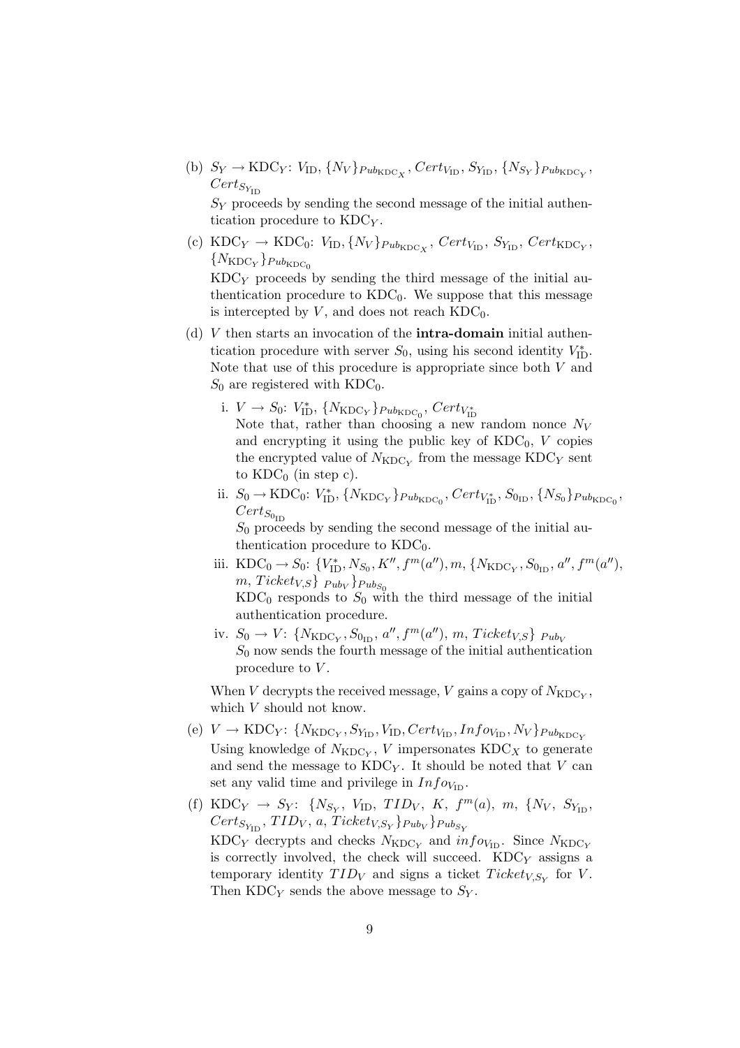(b) $S_Y \rightarrow \mathrm{KDC}_Y$: $V_{\mathrm{ID}}, \{N_V\}_{Pub_{\mathrm{KDC}_X}}, Cert_{V_{\mathrm{ID}}}, S_{Y_{\mathrm{ID}}}, \{N_{S_Y}\}_{Pub_{\mathrm{KDC}_Y}}, Cert_{S_{Y_{\mathrm{ID}}}}$

$S_Y$ proceeds by sending the second message of the initial authentication procedure to $\mathrm{KDC}_Y$.

(c) $\mathrm{KDC}_Y \rightarrow \mathrm{KDC}_0$: $V_{\mathrm{ID}}, \{N_V\}_{Pub_{\mathrm{KDC}_X}}, Cert_{V_{\mathrm{ID}}}, S_{Y_{\mathrm{ID}}}, Cert_{\mathrm{KDC}_Y}, \{N_{\mathrm{KDC}_Y}\}_{Pub_{\mathrm{KDC}_0}}$

$\mathrm{KDC}_Y$ proceeds by sending the third message of the initial authentication procedure to $\mathrm{KDC}_0$. We suppose that this message is intercepted by $V$, and does not reach $\mathrm{KDC}_0$.

(d) $V$ then starts an invocation of the **intra-domain** initial authentication procedure with server $S_0$, using his second identity $V^*_{\mathrm{ID}}$. Note that use of this procedure is appropriate since both $V$ and $S_0$ are registered with $\mathrm{KDC}_0$.

i. $V \rightarrow S_0$: $V^*_{\mathrm{ID}}, \{N_{\mathrm{KDC}_Y}\}_{Pub_{\mathrm{KDC}_0}}, Cert_{V^*_{\mathrm{ID}}}$

Note that, rather than choosing a new random nonce $N_V$ and encrypting it using the public key of $\mathrm{KDC}_0$, $V$ copies the encrypted value of $N_{\mathrm{KDC}_Y}$ from the message $\mathrm{KDC}_Y$ sent to $\mathrm{KDC}_0$ (in step c).

ii. $S_0 \rightarrow \mathrm{KDC}_0$: $V^*_{\mathrm{ID}}, \{N_{\mathrm{KDC}_Y}\}_{Pub_{\mathrm{KDC}_0}}, Cert_{V^*_{\mathrm{ID}}}, S_{0_{\mathrm{ID}}}, \{N_{S_0}\}_{Pub_{\mathrm{KDC}_0}}, Cert_{S_{0_{\mathrm{ID}}}}$

$S_0$ proceeds by sending the second message of the initial authentication procedure to $\mathrm{KDC}_0$.

iii. $\mathrm{KDC}_0 \rightarrow S_0$: $\{V^*_{\mathrm{ID}}, N_{S_0}, K'', f^m(a''), m, \{N_{\mathrm{KDC}_Y}, S_{0_{\mathrm{ID}}}, a'', f^m(a''), m, Ticket_{V,S}\}_{Pub_V}\}_{Pub_{S_0}}$

$\mathrm{KDC}_0$ responds to $S_0$ with the third message of the initial authentication procedure.

iv. $S_0 \rightarrow V$: $\{N_{\mathrm{KDC}_Y}, S_{0_{\mathrm{ID}}}, a'', f^m(a''), m, Ticket_{V,S}\}_{Pub_V}$

$S_0$ now sends the fourth message of the initial authentication procedure to $V$.

When $V$ decrypts the received message, $V$ gains a copy of $N_{\mathrm{KDC}_Y}$, which $V$ should not know.

(e) $V \rightarrow \mathrm{KDC}_Y$: $\{N_{\mathrm{KDC}_Y}, S_{Y_{\mathrm{ID}}}, V_{\mathrm{ID}}, Cert_{V_{\mathrm{ID}}}, Info_{V_{\mathrm{ID}}}, N_V\}_{Pub_{\mathrm{KDC}_Y}}$

Using knowledge of $N_{\mathrm{KDC}_Y}$, $V$ impersonates $\mathrm{KDC}_X$ to generate and send the message to $\mathrm{KDC}_Y$. It should be noted that $V$ can set any valid time and privilege in $Info_{V_{\mathrm{ID}}}$.

(f) $\mathrm{KDC}_Y \rightarrow S_Y$: $\{N_{S_Y}, V_{\mathrm{ID}}, TID_V, K, f^m(a), m, \{N_V, S_{Y_{\mathrm{ID}}}, Cert_{S_{Y_{\mathrm{ID}}}}, TID_V, a, Ticket_{V,S_Y}\}_{Pub_V}\}_{Pub_{S_Y}}$

$\mathrm{KDC}_Y$ decrypts and checks $N_{\mathrm{KDC}_Y}$ and $info_{V_{\mathrm{ID}}}$. Since $N_{\mathrm{KDC}_Y}$ is correctly involved, the check will succeed. $\mathrm{KDC}_Y$ assigns a temporary identity $TID_V$ and signs a ticket $Ticket_{V,S_Y}$ for $V$. Then $\mathrm{KDC}_Y$ sends the above message to $S_Y$.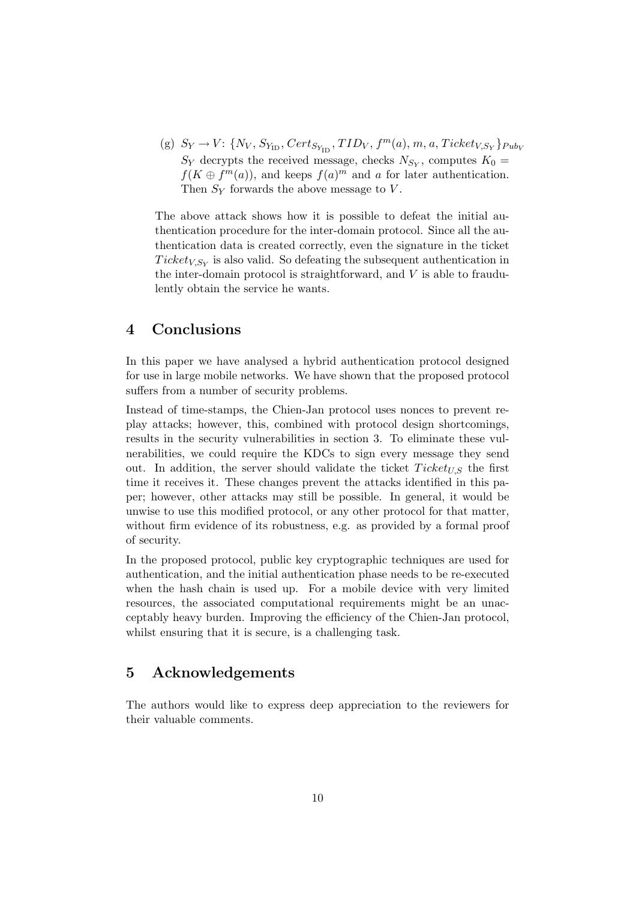(g) $S_Y \rightarrow V$: $\{N_V, S_{Y_{\mathrm{ID}}}, Cert_{S_{Y_{\mathrm{ID}}}}, TID_V, f^m(a), m, a, Ticket_{V,S_Y}\}_{Pub_V}$
$S_Y$ decrypts the received message, checks $N_{S_Y}$, computes $K_0 = f(K \oplus f^m(a))$, and keeps $f(a)^m$ and $a$ for later authentication. Then $S_Y$ forwards the above message to $V$.

The above attack shows how it is possible to defeat the initial authentication procedure for the inter-domain protocol. Since all the authentication data is created correctly, even the signature in the ticket $Ticket_{V,S_Y}$ is also valid. So defeating the subsequent authentication in the inter-domain protocol is straightforward, and $V$ is able to fraudulently obtain the service he wants.

## 4 Conclusions

In this paper we have analysed a hybrid authentication protocol designed for use in large mobile networks. We have shown that the proposed protocol suffers from a number of security problems.

Instead of time-stamps, the Chien-Jan protocol uses nonces to prevent replay attacks; however, this, combined with protocol design shortcomings, results in the security vulnerabilities in section 3. To eliminate these vulnerabilities, we could require the KDCs to sign every message they send out. In addition, the server should validate the ticket $Ticket_{U,S}$ the first time it receives it. These changes prevent the attacks identified in this paper; however, other attacks may still be possible. In general, it would be unwise to use this modified protocol, or any other protocol for that matter, without firm evidence of its robustness, e.g. as provided by a formal proof of security.

In the proposed protocol, public key cryptographic techniques are used for authentication, and the initial authentication phase needs to be re-executed when the hash chain is used up. For a mobile device with very limited resources, the associated computational requirements might be an unacceptably heavy burden. Improving the efficiency of the Chien-Jan protocol, whilst ensuring that it is secure, is a challenging task.

## 5 Acknowledgements

The authors would like to express deep appreciation to the reviewers for their valuable comments.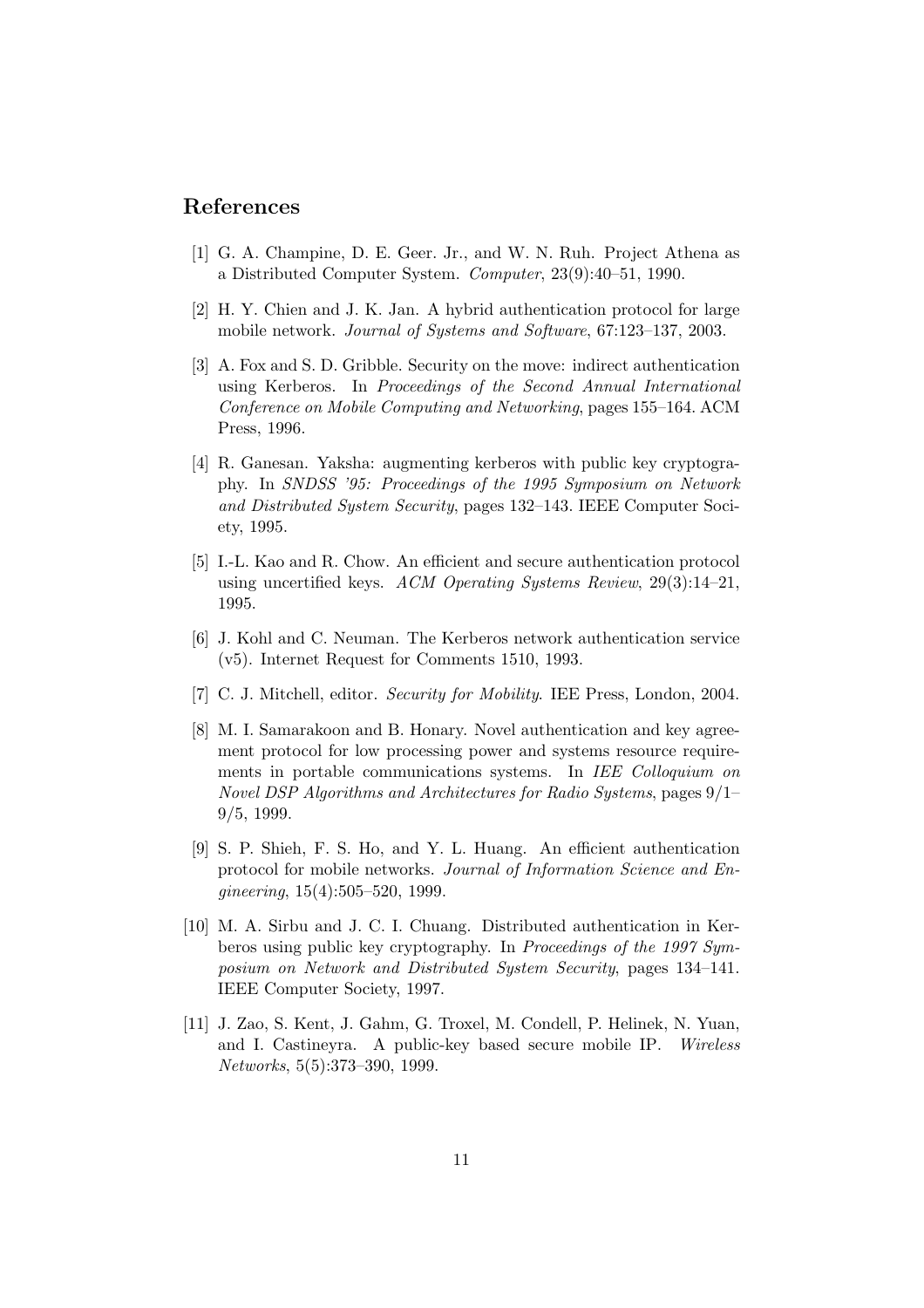## References

[1] G. A. Champine, D. E. Geer. Jr., and W. N. Ruh. Project Athena as a Distributed Computer System. *Computer*, 23(9):40–51, 1990.

[2] H. Y. Chien and J. K. Jan. A hybrid authentication protocol for large mobile network. *Journal of Systems and Software*, 67:123–137, 2003.

[3] A. Fox and S. D. Gribble. Security on the move: indirect authentication using Kerberos. In *Proceedings of the Second Annual International Conference on Mobile Computing and Networking*, pages 155–164. ACM Press, 1996.

[4] R. Ganesan. Yaksha: augmenting kerberos with public key cryptography. In *SNDSS '95: Proceedings of the 1995 Symposium on Network and Distributed System Security*, pages 132–143. IEEE Computer Society, 1995.

[5] I.-L. Kao and R. Chow. An efficient and secure authentication protocol using uncertified keys. *ACM Operating Systems Review*, 29(3):14–21, 1995.

[6] J. Kohl and C. Neuman. The Kerberos network authentication service (v5). Internet Request for Comments 1510, 1993.

[7] C. J. Mitchell, editor. *Security for Mobility*. IEE Press, London, 2004.

[8] M. I. Samarakoon and B. Honary. Novel authentication and key agreement protocol for low processing power and systems resource requirements in portable communications systems. In *IEE Colloquium on Novel DSP Algorithms and Architectures for Radio Systems*, pages 9/1–9/5, 1999.

[9] S. P. Shieh, F. S. Ho, and Y. L. Huang. An efficient authentication protocol for mobile networks. *Journal of Information Science and Engineering*, 15(4):505–520, 1999.

[10] M. A. Sirbu and J. C. I. Chuang. Distributed authentication in Kerberos using public key cryptography. In *Proceedings of the 1997 Symposium on Network and Distributed System Security*, pages 134–141. IEEE Computer Society, 1997.

[11] J. Zao, S. Kent, J. Gahm, G. Troxel, M. Condell, P. Helinek, N. Yuan, and I. Castineyra. A public-key based secure mobile IP. *Wireless Networks*, 5(5):373–390, 1999.